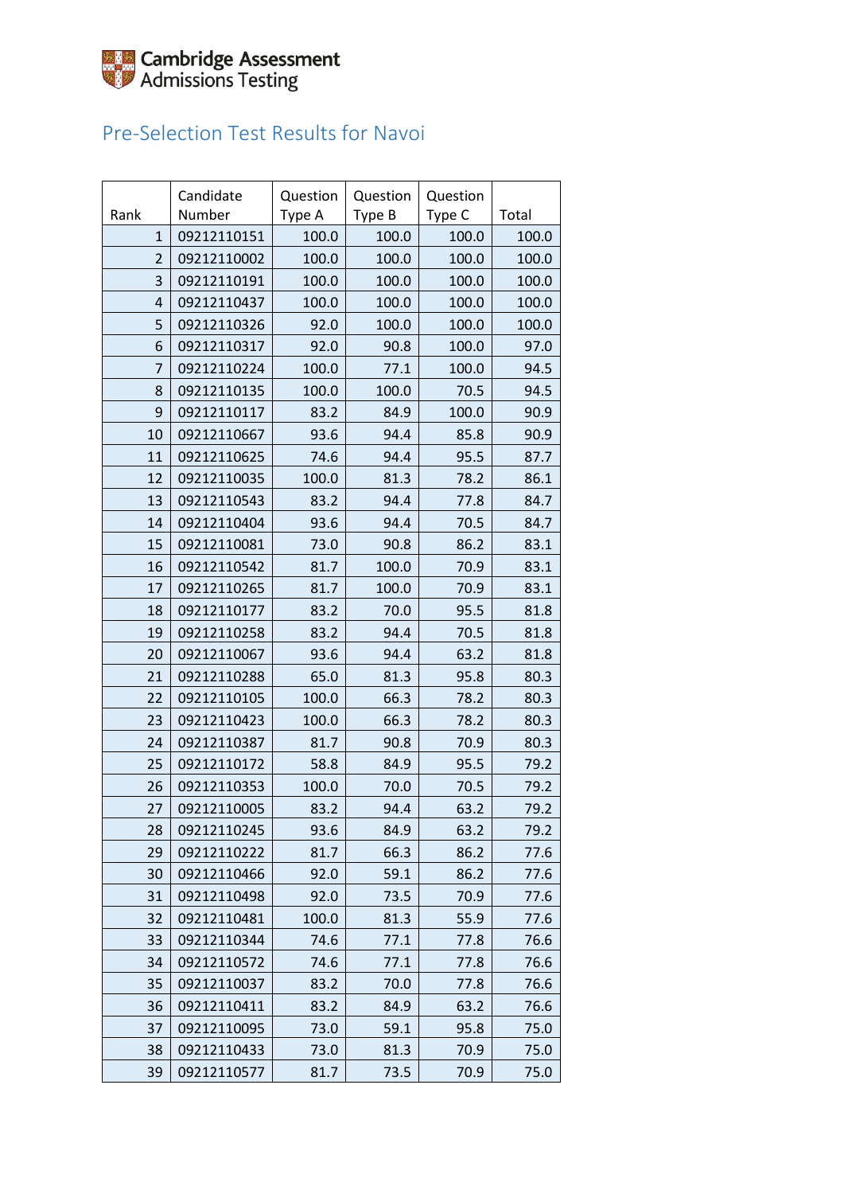Cambridge Assessment Admissions Testing

# Pre-Selection Test Results for Navoi

| Rank | Candidate Number | Question Type A | Question Type B | Question Type C | Total |
|---|---|---|---|---|---|
| 1 | 09212110151 | 100.0 | 100.0 | 100.0 | 100.0 |
| 2 | 09212110002 | 100.0 | 100.0 | 100.0 | 100.0 |
| 3 | 09212110191 | 100.0 | 100.0 | 100.0 | 100.0 |
| 4 | 09212110437 | 100.0 | 100.0 | 100.0 | 100.0 |
| 5 | 09212110326 | 92.0 | 100.0 | 100.0 | 100.0 |
| 6 | 09212110317 | 92.0 | 90.8 | 100.0 | 97.0 |
| 7 | 09212110224 | 100.0 | 77.1 | 100.0 | 94.5 |
| 8 | 09212110135 | 100.0 | 100.0 | 70.5 | 94.5 |
| 9 | 09212110117 | 83.2 | 84.9 | 100.0 | 90.9 |
| 10 | 09212110667 | 93.6 | 94.4 | 85.8 | 90.9 |
| 11 | 09212110625 | 74.6 | 94.4 | 95.5 | 87.7 |
| 12 | 09212110035 | 100.0 | 81.3 | 78.2 | 86.1 |
| 13 | 09212110543 | 83.2 | 94.4 | 77.8 | 84.7 |
| 14 | 09212110404 | 93.6 | 94.4 | 70.5 | 84.7 |
| 15 | 09212110081 | 73.0 | 90.8 | 86.2 | 83.1 |
| 16 | 09212110542 | 81.7 | 100.0 | 70.9 | 83.1 |
| 17 | 09212110265 | 81.7 | 100.0 | 70.9 | 83.1 |
| 18 | 09212110177 | 83.2 | 70.0 | 95.5 | 81.8 |
| 19 | 09212110258 | 83.2 | 94.4 | 70.5 | 81.8 |
| 20 | 09212110067 | 93.6 | 94.4 | 63.2 | 81.8 |
| 21 | 09212110288 | 65.0 | 81.3 | 95.8 | 80.3 |
| 22 | 09212110105 | 100.0 | 66.3 | 78.2 | 80.3 |
| 23 | 09212110423 | 100.0 | 66.3 | 78.2 | 80.3 |
| 24 | 09212110387 | 81.7 | 90.8 | 70.9 | 80.3 |
| 25 | 09212110172 | 58.8 | 84.9 | 95.5 | 79.2 |
| 26 | 09212110353 | 100.0 | 70.0 | 70.5 | 79.2 |
| 27 | 09212110005 | 83.2 | 94.4 | 63.2 | 79.2 |
| 28 | 09212110245 | 93.6 | 84.9 | 63.2 | 79.2 |
| 29 | 09212110222 | 81.7 | 66.3 | 86.2 | 77.6 |
| 30 | 09212110466 | 92.0 | 59.1 | 86.2 | 77.6 |
| 31 | 09212110498 | 92.0 | 73.5 | 70.9 | 77.6 |
| 32 | 09212110481 | 100.0 | 81.3 | 55.9 | 77.6 |
| 33 | 09212110344 | 74.6 | 77.1 | 77.8 | 76.6 |
| 34 | 09212110572 | 74.6 | 77.1 | 77.8 | 76.6 |
| 35 | 09212110037 | 83.2 | 70.0 | 77.8 | 76.6 |
| 36 | 09212110411 | 83.2 | 84.9 | 63.2 | 76.6 |
| 37 | 09212110095 | 73.0 | 59.1 | 95.8 | 75.0 |
| 38 | 09212110433 | 73.0 | 81.3 | 70.9 | 75.0 |
| 39 | 09212110577 | 81.7 | 73.5 | 70.9 | 75.0 |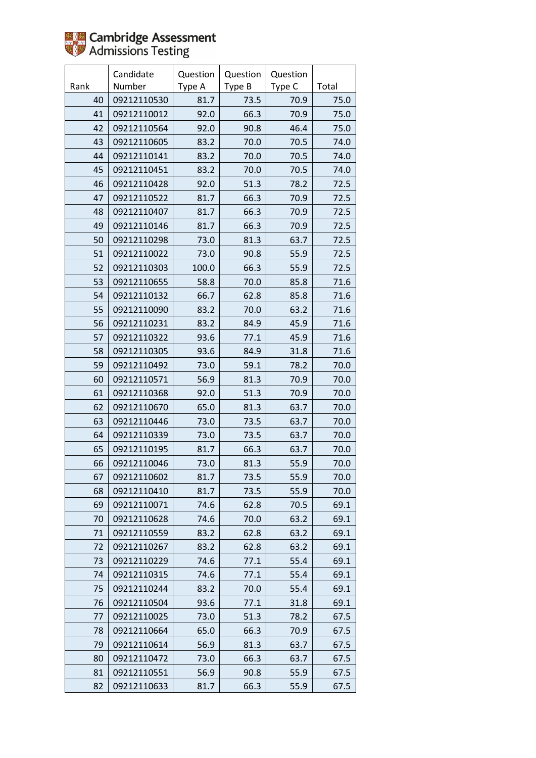| Rank | Candidate Number | Question Type A | Question Type B | Question Type C | Total |
|---|---|---|---|---|---|
| 40 | 09212110530 | 81.7 | 73.5 | 70.9 | 75.0 |
| 41 | 09212110012 | 92.0 | 66.3 | 70.9 | 75.0 |
| 42 | 09212110564 | 92.0 | 90.8 | 46.4 | 75.0 |
| 43 | 09212110605 | 83.2 | 70.0 | 70.5 | 74.0 |
| 44 | 09212110141 | 83.2 | 70.0 | 70.5 | 74.0 |
| 45 | 09212110451 | 83.2 | 70.0 | 70.5 | 74.0 |
| 46 | 09212110428 | 92.0 | 51.3 | 78.2 | 72.5 |
| 47 | 09212110522 | 81.7 | 66.3 | 70.9 | 72.5 |
| 48 | 09212110407 | 81.7 | 66.3 | 70.9 | 72.5 |
| 49 | 09212110146 | 81.7 | 66.3 | 70.9 | 72.5 |
| 50 | 09212110298 | 73.0 | 81.3 | 63.7 | 72.5 |
| 51 | 09212110022 | 73.0 | 90.8 | 55.9 | 72.5 |
| 52 | 09212110303 | 100.0 | 66.3 | 55.9 | 72.5 |
| 53 | 09212110655 | 58.8 | 70.0 | 85.8 | 71.6 |
| 54 | 09212110132 | 66.7 | 62.8 | 85.8 | 71.6 |
| 55 | 09212110090 | 83.2 | 70.0 | 63.2 | 71.6 |
| 56 | 09212110231 | 83.2 | 84.9 | 45.9 | 71.6 |
| 57 | 09212110322 | 93.6 | 77.1 | 45.9 | 71.6 |
| 58 | 09212110305 | 93.6 | 84.9 | 31.8 | 71.6 |
| 59 | 09212110492 | 73.0 | 59.1 | 78.2 | 70.0 |
| 60 | 09212110571 | 56.9 | 81.3 | 70.9 | 70.0 |
| 61 | 09212110368 | 92.0 | 51.3 | 70.9 | 70.0 |
| 62 | 09212110670 | 65.0 | 81.3 | 63.7 | 70.0 |
| 63 | 09212110446 | 73.0 | 73.5 | 63.7 | 70.0 |
| 64 | 09212110339 | 73.0 | 73.5 | 63.7 | 70.0 |
| 65 | 09212110195 | 81.7 | 66.3 | 63.7 | 70.0 |
| 66 | 09212110046 | 73.0 | 81.3 | 55.9 | 70.0 |
| 67 | 09212110602 | 81.7 | 73.5 | 55.9 | 70.0 |
| 68 | 09212110410 | 81.7 | 73.5 | 55.9 | 70.0 |
| 69 | 09212110071 | 74.6 | 62.8 | 70.5 | 69.1 |
| 70 | 09212110628 | 74.6 | 70.0 | 63.2 | 69.1 |
| 71 | 09212110559 | 83.2 | 62.8 | 63.2 | 69.1 |
| 72 | 09212110267 | 83.2 | 62.8 | 63.2 | 69.1 |
| 73 | 09212110229 | 74.6 | 77.1 | 55.4 | 69.1 |
| 74 | 09212110315 | 74.6 | 77.1 | 55.4 | 69.1 |
| 75 | 09212110244 | 83.2 | 70.0 | 55.4 | 69.1 |
| 76 | 09212110504 | 93.6 | 77.1 | 31.8 | 69.1 |
| 77 | 09212110025 | 73.0 | 51.3 | 78.2 | 67.5 |
| 78 | 09212110664 | 65.0 | 66.3 | 70.9 | 67.5 |
| 79 | 09212110614 | 56.9 | 81.3 | 63.7 | 67.5 |
| 80 | 09212110472 | 73.0 | 66.3 | 63.7 | 67.5 |
| 81 | 09212110551 | 56.9 | 90.8 | 55.9 | 67.5 |
| 82 | 09212110633 | 81.7 | 66.3 | 55.9 | 67.5 |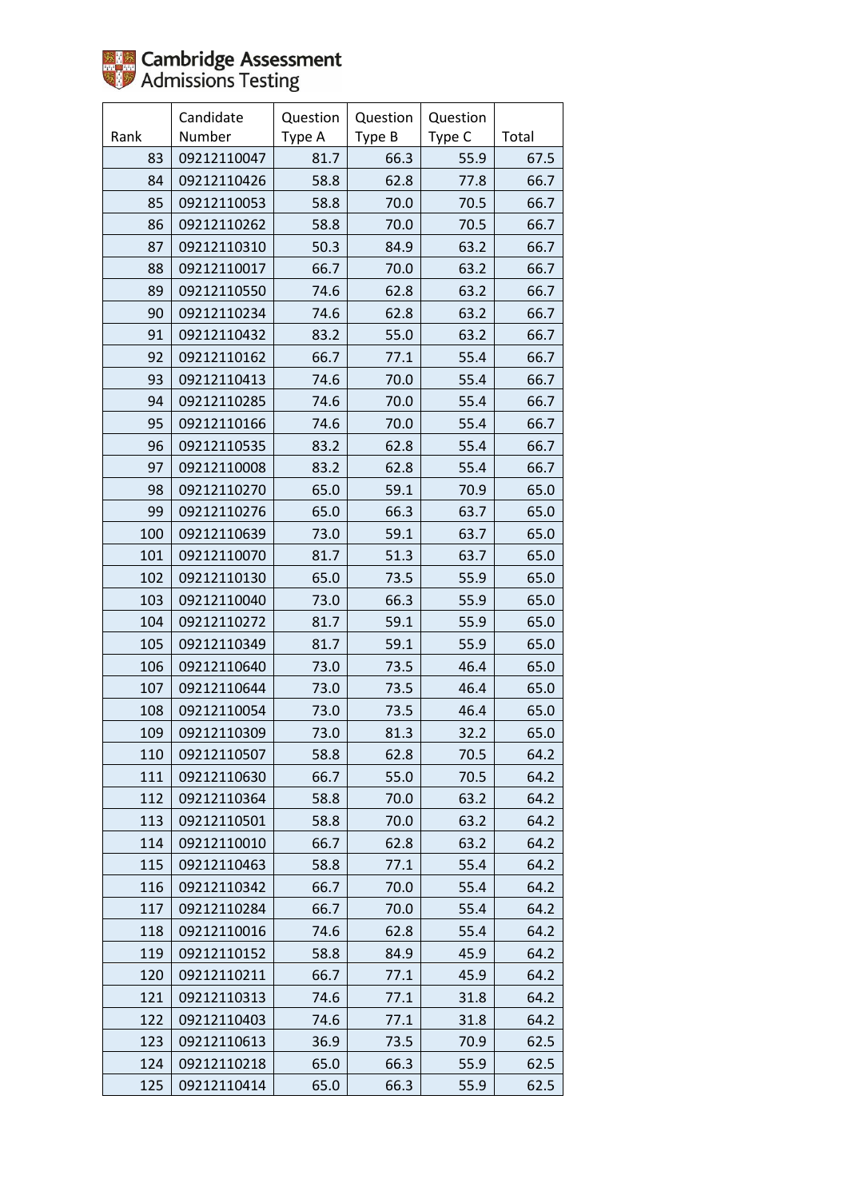| Rank | Candidate Number | Question Type A | Question Type B | Question Type C | Total |
|---|---|---|---|---|---|
| 83 | 09212110047 | 81.7 | 66.3 | 55.9 | 67.5 |
| 84 | 09212110426 | 58.8 | 62.8 | 77.8 | 66.7 |
| 85 | 09212110053 | 58.8 | 70.0 | 70.5 | 66.7 |
| 86 | 09212110262 | 58.8 | 70.0 | 70.5 | 66.7 |
| 87 | 09212110310 | 50.3 | 84.9 | 63.2 | 66.7 |
| 88 | 09212110017 | 66.7 | 70.0 | 63.2 | 66.7 |
| 89 | 09212110550 | 74.6 | 62.8 | 63.2 | 66.7 |
| 90 | 09212110234 | 74.6 | 62.8 | 63.2 | 66.7 |
| 91 | 09212110432 | 83.2 | 55.0 | 63.2 | 66.7 |
| 92 | 09212110162 | 66.7 | 77.1 | 55.4 | 66.7 |
| 93 | 09212110413 | 74.6 | 70.0 | 55.4 | 66.7 |
| 94 | 09212110285 | 74.6 | 70.0 | 55.4 | 66.7 |
| 95 | 09212110166 | 74.6 | 70.0 | 55.4 | 66.7 |
| 96 | 09212110535 | 83.2 | 62.8 | 55.4 | 66.7 |
| 97 | 09212110008 | 83.2 | 62.8 | 55.4 | 66.7 |
| 98 | 09212110270 | 65.0 | 59.1 | 70.9 | 65.0 |
| 99 | 09212110276 | 65.0 | 66.3 | 63.7 | 65.0 |
| 100 | 09212110639 | 73.0 | 59.1 | 63.7 | 65.0 |
| 101 | 09212110070 | 81.7 | 51.3 | 63.7 | 65.0 |
| 102 | 09212110130 | 65.0 | 73.5 | 55.9 | 65.0 |
| 103 | 09212110040 | 73.0 | 66.3 | 55.9 | 65.0 |
| 104 | 09212110272 | 81.7 | 59.1 | 55.9 | 65.0 |
| 105 | 09212110349 | 81.7 | 59.1 | 55.9 | 65.0 |
| 106 | 09212110640 | 73.0 | 73.5 | 46.4 | 65.0 |
| 107 | 09212110644 | 73.0 | 73.5 | 46.4 | 65.0 |
| 108 | 09212110054 | 73.0 | 73.5 | 46.4 | 65.0 |
| 109 | 09212110309 | 73.0 | 81.3 | 32.2 | 65.0 |
| 110 | 09212110507 | 58.8 | 62.8 | 70.5 | 64.2 |
| 111 | 09212110630 | 66.7 | 55.0 | 70.5 | 64.2 |
| 112 | 09212110364 | 58.8 | 70.0 | 63.2 | 64.2 |
| 113 | 09212110501 | 58.8 | 70.0 | 63.2 | 64.2 |
| 114 | 09212110010 | 66.7 | 62.8 | 63.2 | 64.2 |
| 115 | 09212110463 | 58.8 | 77.1 | 55.4 | 64.2 |
| 116 | 09212110342 | 66.7 | 70.0 | 55.4 | 64.2 |
| 117 | 09212110284 | 66.7 | 70.0 | 55.4 | 64.2 |
| 118 | 09212110016 | 74.6 | 62.8 | 55.4 | 64.2 |
| 119 | 09212110152 | 58.8 | 84.9 | 45.9 | 64.2 |
| 120 | 09212110211 | 66.7 | 77.1 | 45.9 | 64.2 |
| 121 | 09212110313 | 74.6 | 77.1 | 31.8 | 64.2 |
| 122 | 09212110403 | 74.6 | 77.1 | 31.8 | 64.2 |
| 123 | 09212110613 | 36.9 | 73.5 | 70.9 | 62.5 |
| 124 | 09212110218 | 65.0 | 66.3 | 55.9 | 62.5 |
| 125 | 09212110414 | 65.0 | 66.3 | 55.9 | 62.5 |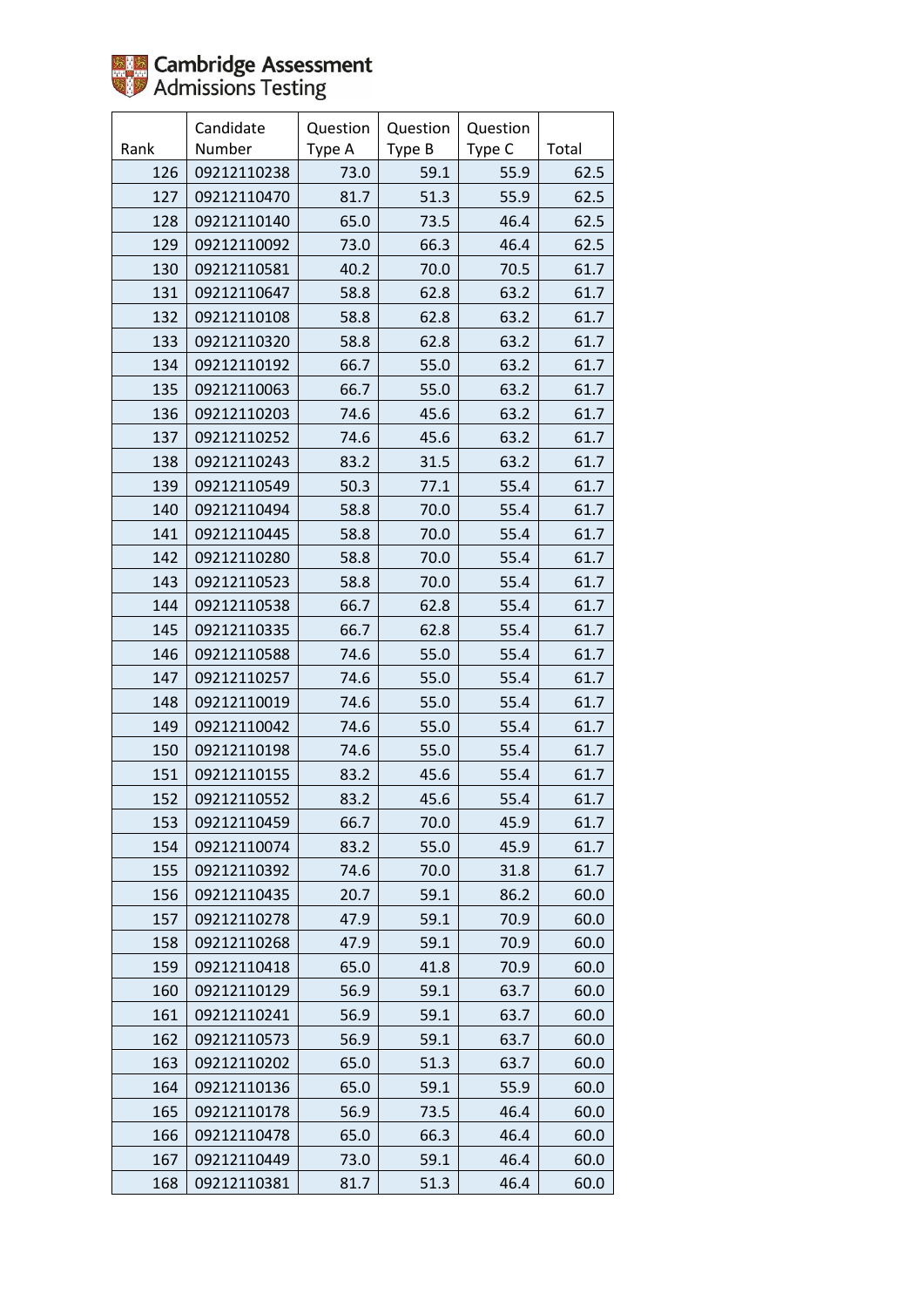| Rank | Candidate Number | Question Type A | Question Type B | Question Type C | Total |
|---|---|---|---|---|---|
| 126 | 09212110238 | 73.0 | 59.1 | 55.9 | 62.5 |
| 127 | 09212110470 | 81.7 | 51.3 | 55.9 | 62.5 |
| 128 | 09212110140 | 65.0 | 73.5 | 46.4 | 62.5 |
| 129 | 09212110092 | 73.0 | 66.3 | 46.4 | 62.5 |
| 130 | 09212110581 | 40.2 | 70.0 | 70.5 | 61.7 |
| 131 | 09212110647 | 58.8 | 62.8 | 63.2 | 61.7 |
| 132 | 09212110108 | 58.8 | 62.8 | 63.2 | 61.7 |
| 133 | 09212110320 | 58.8 | 62.8 | 63.2 | 61.7 |
| 134 | 09212110192 | 66.7 | 55.0 | 63.2 | 61.7 |
| 135 | 09212110063 | 66.7 | 55.0 | 63.2 | 61.7 |
| 136 | 09212110203 | 74.6 | 45.6 | 63.2 | 61.7 |
| 137 | 09212110252 | 74.6 | 45.6 | 63.2 | 61.7 |
| 138 | 09212110243 | 83.2 | 31.5 | 63.2 | 61.7 |
| 139 | 09212110549 | 50.3 | 77.1 | 55.4 | 61.7 |
| 140 | 09212110494 | 58.8 | 70.0 | 55.4 | 61.7 |
| 141 | 09212110445 | 58.8 | 70.0 | 55.4 | 61.7 |
| 142 | 09212110280 | 58.8 | 70.0 | 55.4 | 61.7 |
| 143 | 09212110523 | 58.8 | 70.0 | 55.4 | 61.7 |
| 144 | 09212110538 | 66.7 | 62.8 | 55.4 | 61.7 |
| 145 | 09212110335 | 66.7 | 62.8 | 55.4 | 61.7 |
| 146 | 09212110588 | 74.6 | 55.0 | 55.4 | 61.7 |
| 147 | 09212110257 | 74.6 | 55.0 | 55.4 | 61.7 |
| 148 | 09212110019 | 74.6 | 55.0 | 55.4 | 61.7 |
| 149 | 09212110042 | 74.6 | 55.0 | 55.4 | 61.7 |
| 150 | 09212110198 | 74.6 | 55.0 | 55.4 | 61.7 |
| 151 | 09212110155 | 83.2 | 45.6 | 55.4 | 61.7 |
| 152 | 09212110552 | 83.2 | 45.6 | 55.4 | 61.7 |
| 153 | 09212110459 | 66.7 | 70.0 | 45.9 | 61.7 |
| 154 | 09212110074 | 83.2 | 55.0 | 45.9 | 61.7 |
| 155 | 09212110392 | 74.6 | 70.0 | 31.8 | 61.7 |
| 156 | 09212110435 | 20.7 | 59.1 | 86.2 | 60.0 |
| 157 | 09212110278 | 47.9 | 59.1 | 70.9 | 60.0 |
| 158 | 09212110268 | 47.9 | 59.1 | 70.9 | 60.0 |
| 159 | 09212110418 | 65.0 | 41.8 | 70.9 | 60.0 |
| 160 | 09212110129 | 56.9 | 59.1 | 63.7 | 60.0 |
| 161 | 09212110241 | 56.9 | 59.1 | 63.7 | 60.0 |
| 162 | 09212110573 | 56.9 | 59.1 | 63.7 | 60.0 |
| 163 | 09212110202 | 65.0 | 51.3 | 63.7 | 60.0 |
| 164 | 09212110136 | 65.0 | 59.1 | 55.9 | 60.0 |
| 165 | 09212110178 | 56.9 | 73.5 | 46.4 | 60.0 |
| 166 | 09212110478 | 65.0 | 66.3 | 46.4 | 60.0 |
| 167 | 09212110449 | 73.0 | 59.1 | 46.4 | 60.0 |
| 168 | 09212110381 | 81.7 | 51.3 | 46.4 | 60.0 |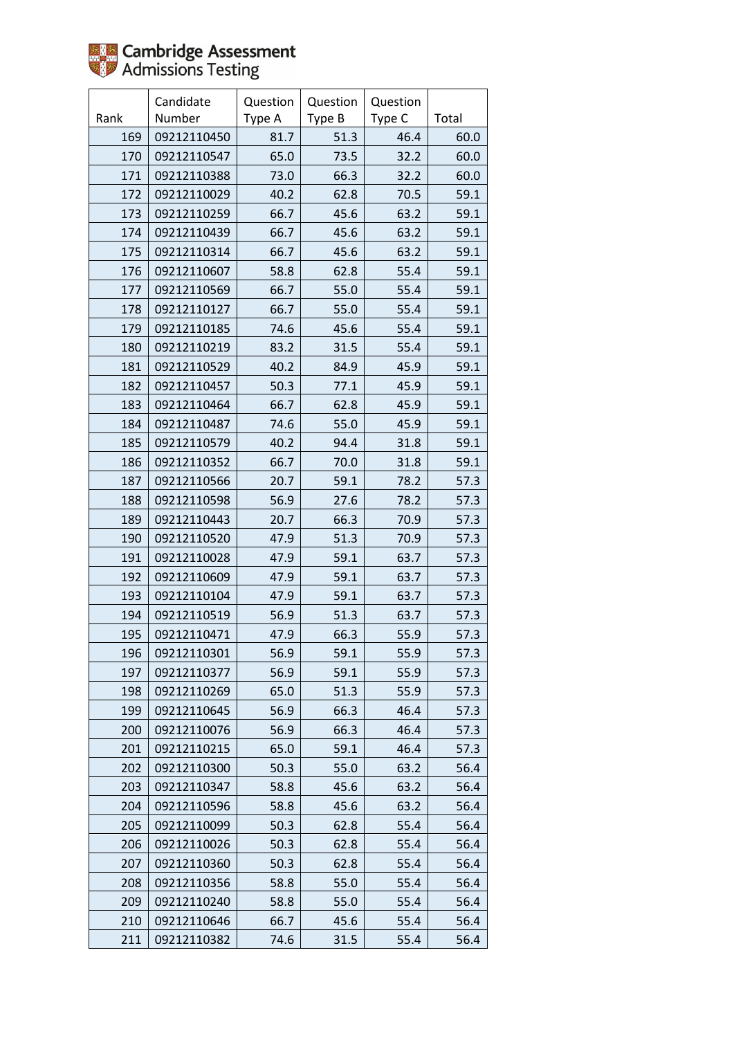Cambridge Assessment Admissions Testing

| Rank | Candidate Number | Question Type A | Question Type B | Question Type C | Total |
|---|---|---|---|---|---|
| 169 | 09212110450 | 81.7 | 51.3 | 46.4 | 60.0 |
| 170 | 09212110547 | 65.0 | 73.5 | 32.2 | 60.0 |
| 171 | 09212110388 | 73.0 | 66.3 | 32.2 | 60.0 |
| 172 | 09212110029 | 40.2 | 62.8 | 70.5 | 59.1 |
| 173 | 09212110259 | 66.7 | 45.6 | 63.2 | 59.1 |
| 174 | 09212110439 | 66.7 | 45.6 | 63.2 | 59.1 |
| 175 | 09212110314 | 66.7 | 45.6 | 63.2 | 59.1 |
| 176 | 09212110607 | 58.8 | 62.8 | 55.4 | 59.1 |
| 177 | 09212110569 | 66.7 | 55.0 | 55.4 | 59.1 |
| 178 | 09212110127 | 66.7 | 55.0 | 55.4 | 59.1 |
| 179 | 09212110185 | 74.6 | 45.6 | 55.4 | 59.1 |
| 180 | 09212110219 | 83.2 | 31.5 | 55.4 | 59.1 |
| 181 | 09212110529 | 40.2 | 84.9 | 45.9 | 59.1 |
| 182 | 09212110457 | 50.3 | 77.1 | 45.9 | 59.1 |
| 183 | 09212110464 | 66.7 | 62.8 | 45.9 | 59.1 |
| 184 | 09212110487 | 74.6 | 55.0 | 45.9 | 59.1 |
| 185 | 09212110579 | 40.2 | 94.4 | 31.8 | 59.1 |
| 186 | 09212110352 | 66.7 | 70.0 | 31.8 | 59.1 |
| 187 | 09212110566 | 20.7 | 59.1 | 78.2 | 57.3 |
| 188 | 09212110598 | 56.9 | 27.6 | 78.2 | 57.3 |
| 189 | 09212110443 | 20.7 | 66.3 | 70.9 | 57.3 |
| 190 | 09212110520 | 47.9 | 51.3 | 70.9 | 57.3 |
| 191 | 09212110028 | 47.9 | 59.1 | 63.7 | 57.3 |
| 192 | 09212110609 | 47.9 | 59.1 | 63.7 | 57.3 |
| 193 | 09212110104 | 47.9 | 59.1 | 63.7 | 57.3 |
| 194 | 09212110519 | 56.9 | 51.3 | 63.7 | 57.3 |
| 195 | 09212110471 | 47.9 | 66.3 | 55.9 | 57.3 |
| 196 | 09212110301 | 56.9 | 59.1 | 55.9 | 57.3 |
| 197 | 09212110377 | 56.9 | 59.1 | 55.9 | 57.3 |
| 198 | 09212110269 | 65.0 | 51.3 | 55.9 | 57.3 |
| 199 | 09212110645 | 56.9 | 66.3 | 46.4 | 57.3 |
| 200 | 09212110076 | 56.9 | 66.3 | 46.4 | 57.3 |
| 201 | 09212110215 | 65.0 | 59.1 | 46.4 | 57.3 |
| 202 | 09212110300 | 50.3 | 55.0 | 63.2 | 56.4 |
| 203 | 09212110347 | 58.8 | 45.6 | 63.2 | 56.4 |
| 204 | 09212110596 | 58.8 | 45.6 | 63.2 | 56.4 |
| 205 | 09212110099 | 50.3 | 62.8 | 55.4 | 56.4 |
| 206 | 09212110026 | 50.3 | 62.8 | 55.4 | 56.4 |
| 207 | 09212110360 | 50.3 | 62.8 | 55.4 | 56.4 |
| 208 | 09212110356 | 58.8 | 55.0 | 55.4 | 56.4 |
| 209 | 09212110240 | 58.8 | 55.0 | 55.4 | 56.4 |
| 210 | 09212110646 | 66.7 | 45.6 | 55.4 | 56.4 |
| 211 | 09212110382 | 74.6 | 31.5 | 55.4 | 56.4 |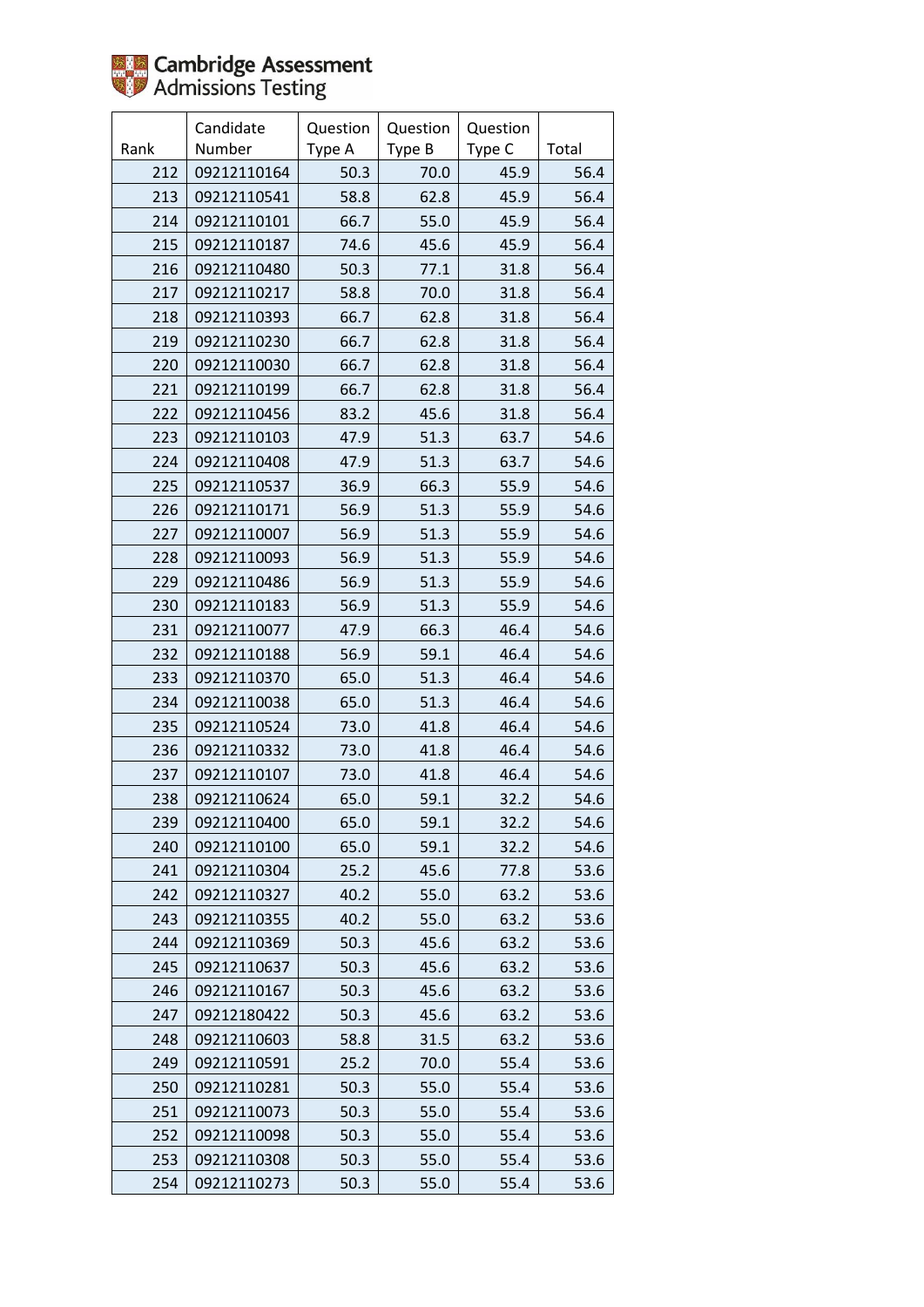Cambridge Assessment Admissions Testing

| Rank | Candidate Number | Question Type A | Question Type B | Question Type C | Total |
|---|---|---|---|---|---|
| 212 | 09212110164 | 50.3 | 70.0 | 45.9 | 56.4 |
| 213 | 09212110541 | 58.8 | 62.8 | 45.9 | 56.4 |
| 214 | 09212110101 | 66.7 | 55.0 | 45.9 | 56.4 |
| 215 | 09212110187 | 74.6 | 45.6 | 45.9 | 56.4 |
| 216 | 09212110480 | 50.3 | 77.1 | 31.8 | 56.4 |
| 217 | 09212110217 | 58.8 | 70.0 | 31.8 | 56.4 |
| 218 | 09212110393 | 66.7 | 62.8 | 31.8 | 56.4 |
| 219 | 09212110230 | 66.7 | 62.8 | 31.8 | 56.4 |
| 220 | 09212110030 | 66.7 | 62.8 | 31.8 | 56.4 |
| 221 | 09212110199 | 66.7 | 62.8 | 31.8 | 56.4 |
| 222 | 09212110456 | 83.2 | 45.6 | 31.8 | 56.4 |
| 223 | 09212110103 | 47.9 | 51.3 | 63.7 | 54.6 |
| 224 | 09212110408 | 47.9 | 51.3 | 63.7 | 54.6 |
| 225 | 09212110537 | 36.9 | 66.3 | 55.9 | 54.6 |
| 226 | 09212110171 | 56.9 | 51.3 | 55.9 | 54.6 |
| 227 | 09212110007 | 56.9 | 51.3 | 55.9 | 54.6 |
| 228 | 09212110093 | 56.9 | 51.3 | 55.9 | 54.6 |
| 229 | 09212110486 | 56.9 | 51.3 | 55.9 | 54.6 |
| 230 | 09212110183 | 56.9 | 51.3 | 55.9 | 54.6 |
| 231 | 09212110077 | 47.9 | 66.3 | 46.4 | 54.6 |
| 232 | 09212110188 | 56.9 | 59.1 | 46.4 | 54.6 |
| 233 | 09212110370 | 65.0 | 51.3 | 46.4 | 54.6 |
| 234 | 09212110038 | 65.0 | 51.3 | 46.4 | 54.6 |
| 235 | 09212110524 | 73.0 | 41.8 | 46.4 | 54.6 |
| 236 | 09212110332 | 73.0 | 41.8 | 46.4 | 54.6 |
| 237 | 09212110107 | 73.0 | 41.8 | 46.4 | 54.6 |
| 238 | 09212110624 | 65.0 | 59.1 | 32.2 | 54.6 |
| 239 | 09212110400 | 65.0 | 59.1 | 32.2 | 54.6 |
| 240 | 09212110100 | 65.0 | 59.1 | 32.2 | 54.6 |
| 241 | 09212110304 | 25.2 | 45.6 | 77.8 | 53.6 |
| 242 | 09212110327 | 40.2 | 55.0 | 63.2 | 53.6 |
| 243 | 09212110355 | 40.2 | 55.0 | 63.2 | 53.6 |
| 244 | 09212110369 | 50.3 | 45.6 | 63.2 | 53.6 |
| 245 | 09212110637 | 50.3 | 45.6 | 63.2 | 53.6 |
| 246 | 09212110167 | 50.3 | 45.6 | 63.2 | 53.6 |
| 247 | 09212180422 | 50.3 | 45.6 | 63.2 | 53.6 |
| 248 | 09212110603 | 58.8 | 31.5 | 63.2 | 53.6 |
| 249 | 09212110591 | 25.2 | 70.0 | 55.4 | 53.6 |
| 250 | 09212110281 | 50.3 | 55.0 | 55.4 | 53.6 |
| 251 | 09212110073 | 50.3 | 55.0 | 55.4 | 53.6 |
| 252 | 09212110098 | 50.3 | 55.0 | 55.4 | 53.6 |
| 253 | 09212110308 | 50.3 | 55.0 | 55.4 | 53.6 |
| 254 | 09212110273 | 50.3 | 55.0 | 55.4 | 53.6 |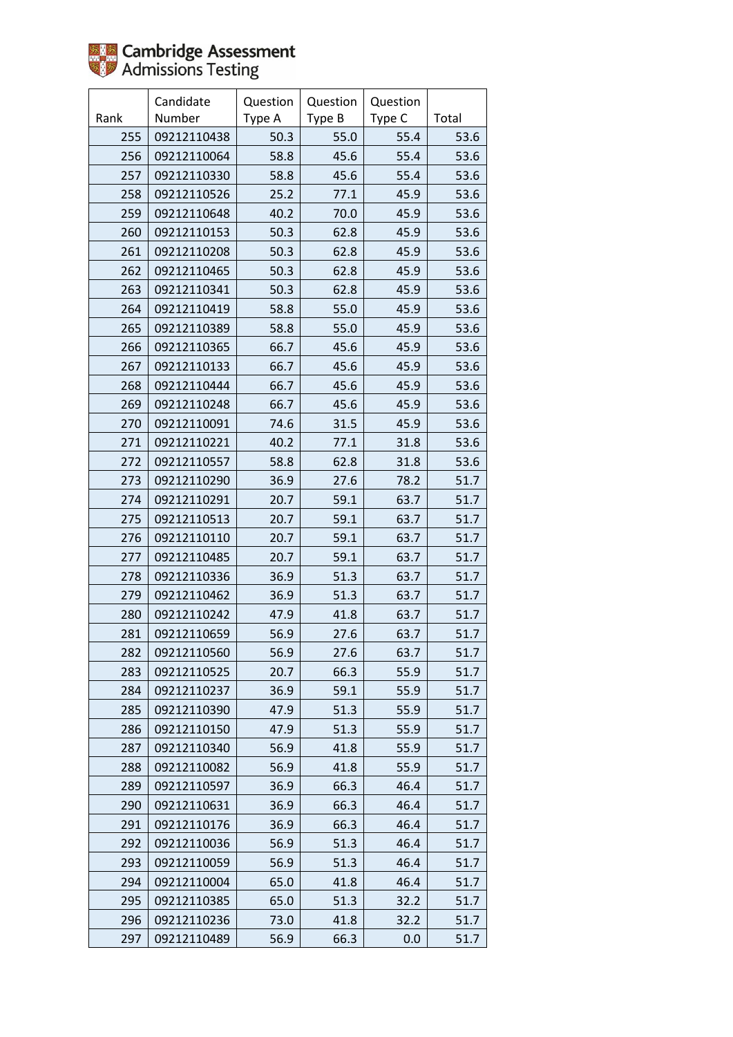| Rank | Candidate Number | Question Type A | Question Type B | Question Type C | Total |
|---|---|---|---|---|---|
| 255 | 09212110438 | 50.3 | 55.0 | 55.4 | 53.6 |
| 256 | 09212110064 | 58.8 | 45.6 | 55.4 | 53.6 |
| 257 | 09212110330 | 58.8 | 45.6 | 55.4 | 53.6 |
| 258 | 09212110526 | 25.2 | 77.1 | 45.9 | 53.6 |
| 259 | 09212110648 | 40.2 | 70.0 | 45.9 | 53.6 |
| 260 | 09212110153 | 50.3 | 62.8 | 45.9 | 53.6 |
| 261 | 09212110208 | 50.3 | 62.8 | 45.9 | 53.6 |
| 262 | 09212110465 | 50.3 | 62.8 | 45.9 | 53.6 |
| 263 | 09212110341 | 50.3 | 62.8 | 45.9 | 53.6 |
| 264 | 09212110419 | 58.8 | 55.0 | 45.9 | 53.6 |
| 265 | 09212110389 | 58.8 | 55.0 | 45.9 | 53.6 |
| 266 | 09212110365 | 66.7 | 45.6 | 45.9 | 53.6 |
| 267 | 09212110133 | 66.7 | 45.6 | 45.9 | 53.6 |
| 268 | 09212110444 | 66.7 | 45.6 | 45.9 | 53.6 |
| 269 | 09212110248 | 66.7 | 45.6 | 45.9 | 53.6 |
| 270 | 09212110091 | 74.6 | 31.5 | 45.9 | 53.6 |
| 271 | 09212110221 | 40.2 | 77.1 | 31.8 | 53.6 |
| 272 | 09212110557 | 58.8 | 62.8 | 31.8 | 53.6 |
| 273 | 09212110290 | 36.9 | 27.6 | 78.2 | 51.7 |
| 274 | 09212110291 | 20.7 | 59.1 | 63.7 | 51.7 |
| 275 | 09212110513 | 20.7 | 59.1 | 63.7 | 51.7 |
| 276 | 09212110110 | 20.7 | 59.1 | 63.7 | 51.7 |
| 277 | 09212110485 | 20.7 | 59.1 | 63.7 | 51.7 |
| 278 | 09212110336 | 36.9 | 51.3 | 63.7 | 51.7 |
| 279 | 09212110462 | 36.9 | 51.3 | 63.7 | 51.7 |
| 280 | 09212110242 | 47.9 | 41.8 | 63.7 | 51.7 |
| 281 | 09212110659 | 56.9 | 27.6 | 63.7 | 51.7 |
| 282 | 09212110560 | 56.9 | 27.6 | 63.7 | 51.7 |
| 283 | 09212110525 | 20.7 | 66.3 | 55.9 | 51.7 |
| 284 | 09212110237 | 36.9 | 59.1 | 55.9 | 51.7 |
| 285 | 09212110390 | 47.9 | 51.3 | 55.9 | 51.7 |
| 286 | 09212110150 | 47.9 | 51.3 | 55.9 | 51.7 |
| 287 | 09212110340 | 56.9 | 41.8 | 55.9 | 51.7 |
| 288 | 09212110082 | 56.9 | 41.8 | 55.9 | 51.7 |
| 289 | 09212110597 | 36.9 | 66.3 | 46.4 | 51.7 |
| 290 | 09212110631 | 36.9 | 66.3 | 46.4 | 51.7 |
| 291 | 09212110176 | 36.9 | 66.3 | 46.4 | 51.7 |
| 292 | 09212110036 | 56.9 | 51.3 | 46.4 | 51.7 |
| 293 | 09212110059 | 56.9 | 51.3 | 46.4 | 51.7 |
| 294 | 09212110004 | 65.0 | 41.8 | 46.4 | 51.7 |
| 295 | 09212110385 | 65.0 | 51.3 | 32.2 | 51.7 |
| 296 | 09212110236 | 73.0 | 41.8 | 32.2 | 51.7 |
| 297 | 09212110489 | 56.9 | 66.3 | 0.0 | 51.7 |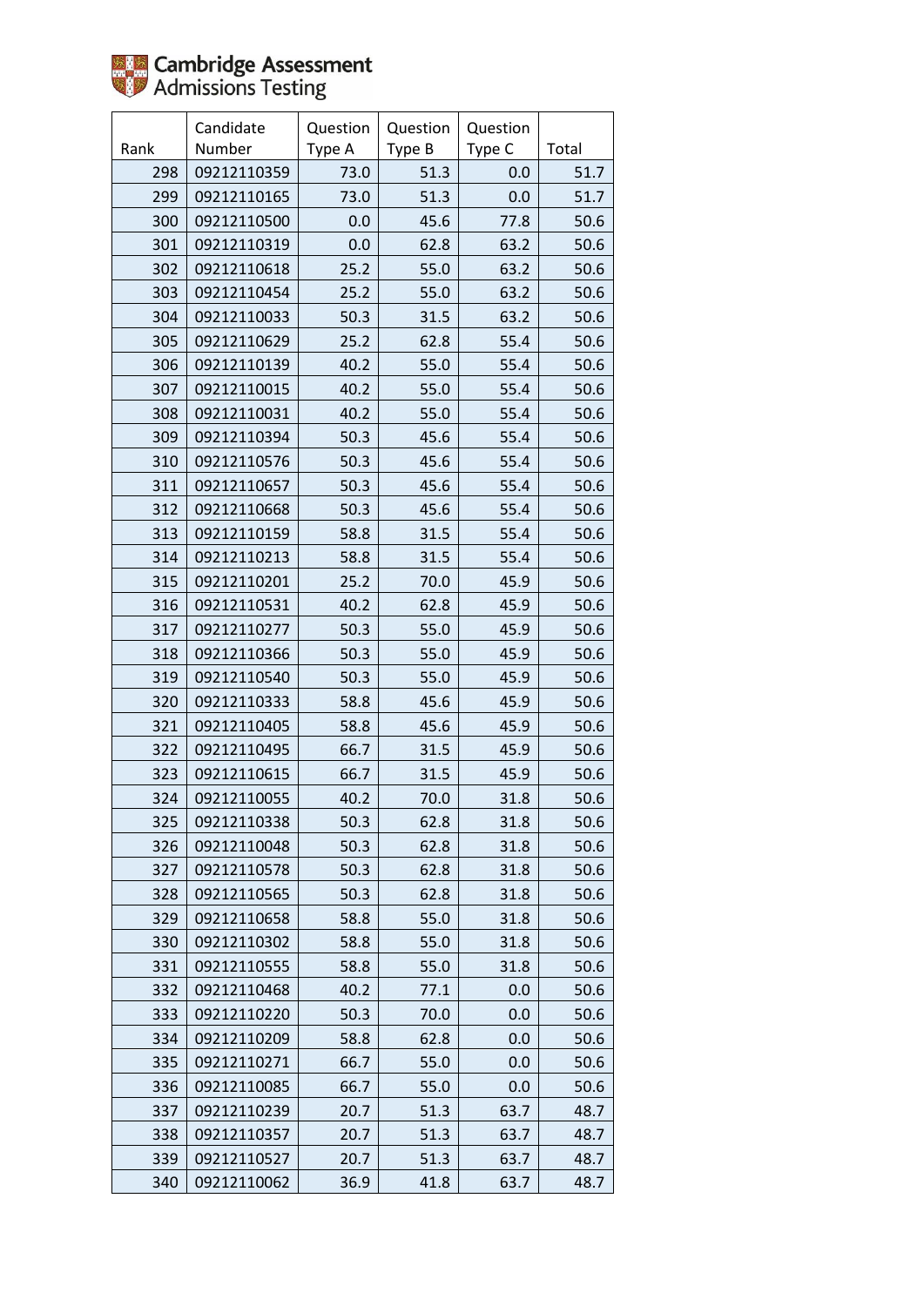Cambridge Assessment
Admissions Testing

| Rank | Candidate Number | Question Type A | Question Type B | Question Type C | Total |
|---|---|---|---|---|---|
| 298 | 09212110359 | 73.0 | 51.3 | 0.0 | 51.7 |
| 299 | 09212110165 | 73.0 | 51.3 | 0.0 | 51.7 |
| 300 | 09212110500 | 0.0 | 45.6 | 77.8 | 50.6 |
| 301 | 09212110319 | 0.0 | 62.8 | 63.2 | 50.6 |
| 302 | 09212110618 | 25.2 | 55.0 | 63.2 | 50.6 |
| 303 | 09212110454 | 25.2 | 55.0 | 63.2 | 50.6 |
| 304 | 09212110033 | 50.3 | 31.5 | 63.2 | 50.6 |
| 305 | 09212110629 | 25.2 | 62.8 | 55.4 | 50.6 |
| 306 | 09212110139 | 40.2 | 55.0 | 55.4 | 50.6 |
| 307 | 09212110015 | 40.2 | 55.0 | 55.4 | 50.6 |
| 308 | 09212110031 | 40.2 | 55.0 | 55.4 | 50.6 |
| 309 | 09212110394 | 50.3 | 45.6 | 55.4 | 50.6 |
| 310 | 09212110576 | 50.3 | 45.6 | 55.4 | 50.6 |
| 311 | 09212110657 | 50.3 | 45.6 | 55.4 | 50.6 |
| 312 | 09212110668 | 50.3 | 45.6 | 55.4 | 50.6 |
| 313 | 09212110159 | 58.8 | 31.5 | 55.4 | 50.6 |
| 314 | 09212110213 | 58.8 | 31.5 | 55.4 | 50.6 |
| 315 | 09212110201 | 25.2 | 70.0 | 45.9 | 50.6 |
| 316 | 09212110531 | 40.2 | 62.8 | 45.9 | 50.6 |
| 317 | 09212110277 | 50.3 | 55.0 | 45.9 | 50.6 |
| 318 | 09212110366 | 50.3 | 55.0 | 45.9 | 50.6 |
| 319 | 09212110540 | 50.3 | 55.0 | 45.9 | 50.6 |
| 320 | 09212110333 | 58.8 | 45.6 | 45.9 | 50.6 |
| 321 | 09212110405 | 58.8 | 45.6 | 45.9 | 50.6 |
| 322 | 09212110495 | 66.7 | 31.5 | 45.9 | 50.6 |
| 323 | 09212110615 | 66.7 | 31.5 | 45.9 | 50.6 |
| 324 | 09212110055 | 40.2 | 70.0 | 31.8 | 50.6 |
| 325 | 09212110338 | 50.3 | 62.8 | 31.8 | 50.6 |
| 326 | 09212110048 | 50.3 | 62.8 | 31.8 | 50.6 |
| 327 | 09212110578 | 50.3 | 62.8 | 31.8 | 50.6 |
| 328 | 09212110565 | 50.3 | 62.8 | 31.8 | 50.6 |
| 329 | 09212110658 | 58.8 | 55.0 | 31.8 | 50.6 |
| 330 | 09212110302 | 58.8 | 55.0 | 31.8 | 50.6 |
| 331 | 09212110555 | 58.8 | 55.0 | 31.8 | 50.6 |
| 332 | 09212110468 | 40.2 | 77.1 | 0.0 | 50.6 |
| 333 | 09212110220 | 50.3 | 70.0 | 0.0 | 50.6 |
| 334 | 09212110209 | 58.8 | 62.8 | 0.0 | 50.6 |
| 335 | 09212110271 | 66.7 | 55.0 | 0.0 | 50.6 |
| 336 | 09212110085 | 66.7 | 55.0 | 0.0 | 50.6 |
| 337 | 09212110239 | 20.7 | 51.3 | 63.7 | 48.7 |
| 338 | 09212110357 | 20.7 | 51.3 | 63.7 | 48.7 |
| 339 | 09212110527 | 20.7 | 51.3 | 63.7 | 48.7 |
| 340 | 09212110062 | 36.9 | 41.8 | 63.7 | 48.7 |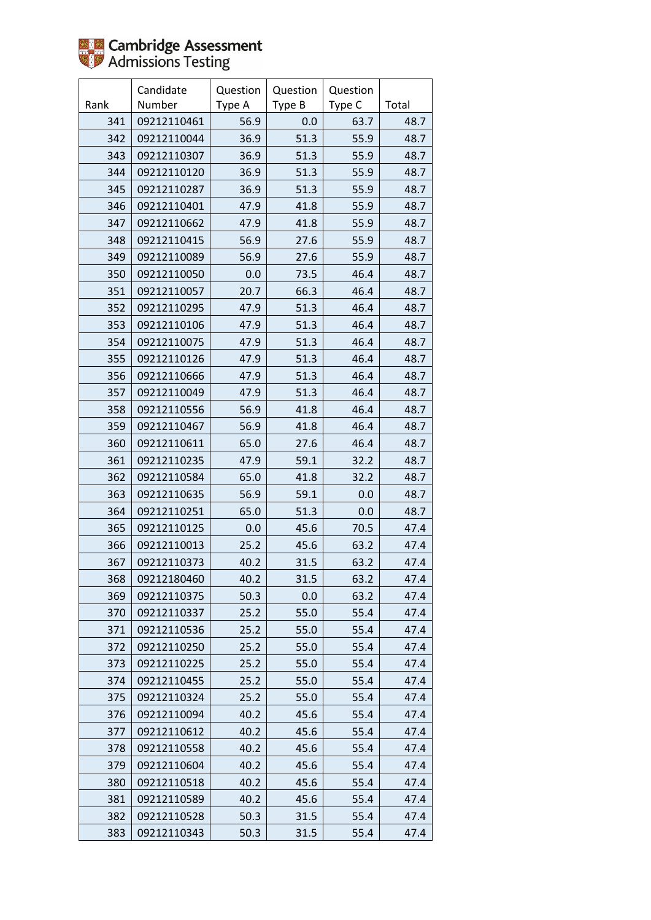| Rank | Candidate Number | Question Type A | Question Type B | Question Type C | Total |
|---|---|---|---|---|---|
| 341 | 09212110461 | 56.9 | 0.0 | 63.7 | 48.7 |
| 342 | 09212110044 | 36.9 | 51.3 | 55.9 | 48.7 |
| 343 | 09212110307 | 36.9 | 51.3 | 55.9 | 48.7 |
| 344 | 09212110120 | 36.9 | 51.3 | 55.9 | 48.7 |
| 345 | 09212110287 | 36.9 | 51.3 | 55.9 | 48.7 |
| 346 | 09212110401 | 47.9 | 41.8 | 55.9 | 48.7 |
| 347 | 09212110662 | 47.9 | 41.8 | 55.9 | 48.7 |
| 348 | 09212110415 | 56.9 | 27.6 | 55.9 | 48.7 |
| 349 | 09212110089 | 56.9 | 27.6 | 55.9 | 48.7 |
| 350 | 09212110050 | 0.0 | 73.5 | 46.4 | 48.7 |
| 351 | 09212110057 | 20.7 | 66.3 | 46.4 | 48.7 |
| 352 | 09212110295 | 47.9 | 51.3 | 46.4 | 48.7 |
| 353 | 09212110106 | 47.9 | 51.3 | 46.4 | 48.7 |
| 354 | 09212110075 | 47.9 | 51.3 | 46.4 | 48.7 |
| 355 | 09212110126 | 47.9 | 51.3 | 46.4 | 48.7 |
| 356 | 09212110666 | 47.9 | 51.3 | 46.4 | 48.7 |
| 357 | 09212110049 | 47.9 | 51.3 | 46.4 | 48.7 |
| 358 | 09212110556 | 56.9 | 41.8 | 46.4 | 48.7 |
| 359 | 09212110467 | 56.9 | 41.8 | 46.4 | 48.7 |
| 360 | 09212110611 | 65.0 | 27.6 | 46.4 | 48.7 |
| 361 | 09212110235 | 47.9 | 59.1 | 32.2 | 48.7 |
| 362 | 09212110584 | 65.0 | 41.8 | 32.2 | 48.7 |
| 363 | 09212110635 | 56.9 | 59.1 | 0.0 | 48.7 |
| 364 | 09212110251 | 65.0 | 51.3 | 0.0 | 48.7 |
| 365 | 09212110125 | 0.0 | 45.6 | 70.5 | 47.4 |
| 366 | 09212110013 | 25.2 | 45.6 | 63.2 | 47.4 |
| 367 | 09212110373 | 40.2 | 31.5 | 63.2 | 47.4 |
| 368 | 09212180460 | 40.2 | 31.5 | 63.2 | 47.4 |
| 369 | 09212110375 | 50.3 | 0.0 | 63.2 | 47.4 |
| 370 | 09212110337 | 25.2 | 55.0 | 55.4 | 47.4 |
| 371 | 09212110536 | 25.2 | 55.0 | 55.4 | 47.4 |
| 372 | 09212110250 | 25.2 | 55.0 | 55.4 | 47.4 |
| 373 | 09212110225 | 25.2 | 55.0 | 55.4 | 47.4 |
| 374 | 09212110455 | 25.2 | 55.0 | 55.4 | 47.4 |
| 375 | 09212110324 | 25.2 | 55.0 | 55.4 | 47.4 |
| 376 | 09212110094 | 40.2 | 45.6 | 55.4 | 47.4 |
| 377 | 09212110612 | 40.2 | 45.6 | 55.4 | 47.4 |
| 378 | 09212110558 | 40.2 | 45.6 | 55.4 | 47.4 |
| 379 | 09212110604 | 40.2 | 45.6 | 55.4 | 47.4 |
| 380 | 09212110518 | 40.2 | 45.6 | 55.4 | 47.4 |
| 381 | 09212110589 | 40.2 | 45.6 | 55.4 | 47.4 |
| 382 | 09212110528 | 50.3 | 31.5 | 55.4 | 47.4 |
| 383 | 09212110343 | 50.3 | 31.5 | 55.4 | 47.4 |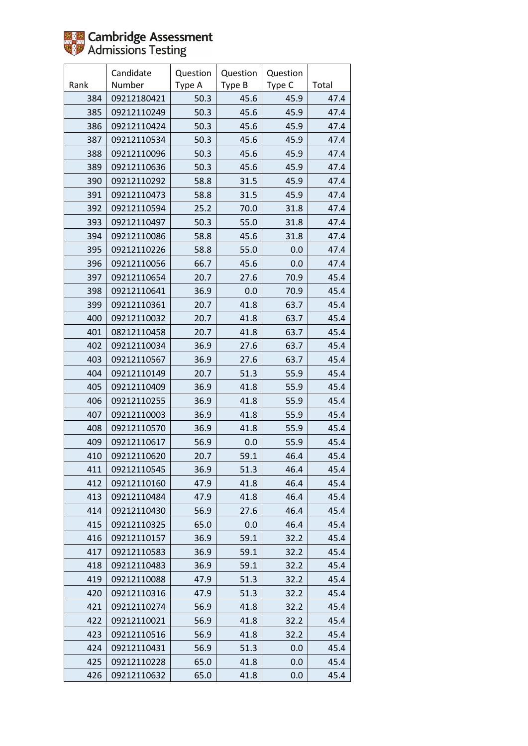| Rank | Candidate Number | Question Type A | Question Type B | Question Type C | Total |
|---|---|---|---|---|---|
| 384 | 09212180421 | 50.3 | 45.6 | 45.9 | 47.4 |
| 385 | 09212110249 | 50.3 | 45.6 | 45.9 | 47.4 |
| 386 | 09212110424 | 50.3 | 45.6 | 45.9 | 47.4 |
| 387 | 09212110534 | 50.3 | 45.6 | 45.9 | 47.4 |
| 388 | 09212110096 | 50.3 | 45.6 | 45.9 | 47.4 |
| 389 | 09212110636 | 50.3 | 45.6 | 45.9 | 47.4 |
| 390 | 09212110292 | 58.8 | 31.5 | 45.9 | 47.4 |
| 391 | 09212110473 | 58.8 | 31.5 | 45.9 | 47.4 |
| 392 | 09212110594 | 25.2 | 70.0 | 31.8 | 47.4 |
| 393 | 09212110497 | 50.3 | 55.0 | 31.8 | 47.4 |
| 394 | 09212110086 | 58.8 | 45.6 | 31.8 | 47.4 |
| 395 | 09212110226 | 58.8 | 55.0 | 0.0 | 47.4 |
| 396 | 09212110056 | 66.7 | 45.6 | 0.0 | 47.4 |
| 397 | 09212110654 | 20.7 | 27.6 | 70.9 | 45.4 |
| 398 | 09212110641 | 36.9 | 0.0 | 70.9 | 45.4 |
| 399 | 09212110361 | 20.7 | 41.8 | 63.7 | 45.4 |
| 400 | 09212110032 | 20.7 | 41.8 | 63.7 | 45.4 |
| 401 | 08212110458 | 20.7 | 41.8 | 63.7 | 45.4 |
| 402 | 09212110034 | 36.9 | 27.6 | 63.7 | 45.4 |
| 403 | 09212110567 | 36.9 | 27.6 | 63.7 | 45.4 |
| 404 | 09212110149 | 20.7 | 51.3 | 55.9 | 45.4 |
| 405 | 09212110409 | 36.9 | 41.8 | 55.9 | 45.4 |
| 406 | 09212110255 | 36.9 | 41.8 | 55.9 | 45.4 |
| 407 | 09212110003 | 36.9 | 41.8 | 55.9 | 45.4 |
| 408 | 09212110570 | 36.9 | 41.8 | 55.9 | 45.4 |
| 409 | 09212110617 | 56.9 | 0.0 | 55.9 | 45.4 |
| 410 | 09212110620 | 20.7 | 59.1 | 46.4 | 45.4 |
| 411 | 09212110545 | 36.9 | 51.3 | 46.4 | 45.4 |
| 412 | 09212110160 | 47.9 | 41.8 | 46.4 | 45.4 |
| 413 | 09212110484 | 47.9 | 41.8 | 46.4 | 45.4 |
| 414 | 09212110430 | 56.9 | 27.6 | 46.4 | 45.4 |
| 415 | 09212110325 | 65.0 | 0.0 | 46.4 | 45.4 |
| 416 | 09212110157 | 36.9 | 59.1 | 32.2 | 45.4 |
| 417 | 09212110583 | 36.9 | 59.1 | 32.2 | 45.4 |
| 418 | 09212110483 | 36.9 | 59.1 | 32.2 | 45.4 |
| 419 | 09212110088 | 47.9 | 51.3 | 32.2 | 45.4 |
| 420 | 09212110316 | 47.9 | 51.3 | 32.2 | 45.4 |
| 421 | 09212110274 | 56.9 | 41.8 | 32.2 | 45.4 |
| 422 | 09212110021 | 56.9 | 41.8 | 32.2 | 45.4 |
| 423 | 09212110516 | 56.9 | 41.8 | 32.2 | 45.4 |
| 424 | 09212110431 | 56.9 | 51.3 | 0.0 | 45.4 |
| 425 | 09212110228 | 65.0 | 41.8 | 0.0 | 45.4 |
| 426 | 09212110632 | 65.0 | 41.8 | 0.0 | 45.4 |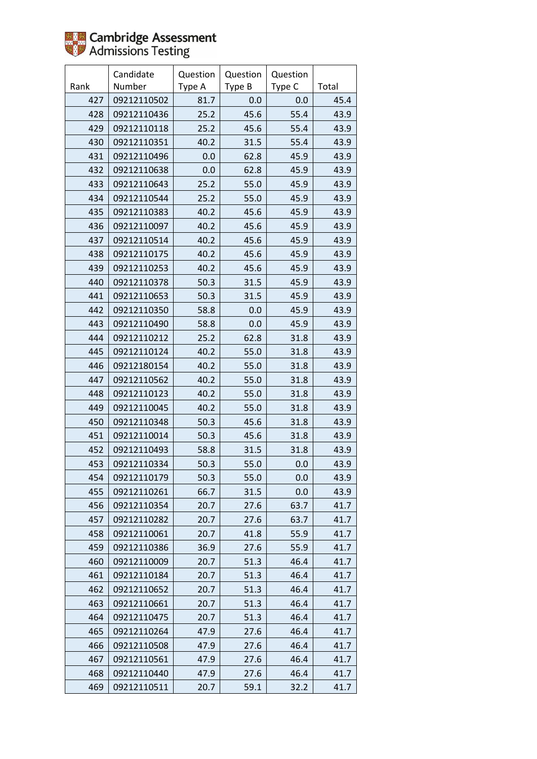Cambridge Assessment Admissions Testing

| Rank | Candidate Number | Question Type A | Question Type B | Question Type C | Total |
|---|---|---|---|---|---|
| 427 | 09212110502 | 81.7 | 0.0 | 0.0 | 45.4 |
| 428 | 09212110436 | 25.2 | 45.6 | 55.4 | 43.9 |
| 429 | 09212110118 | 25.2 | 45.6 | 55.4 | 43.9 |
| 430 | 09212110351 | 40.2 | 31.5 | 55.4 | 43.9 |
| 431 | 09212110496 | 0.0 | 62.8 | 45.9 | 43.9 |
| 432 | 09212110638 | 0.0 | 62.8 | 45.9 | 43.9 |
| 433 | 09212110643 | 25.2 | 55.0 | 45.9 | 43.9 |
| 434 | 09212110544 | 25.2 | 55.0 | 45.9 | 43.9 |
| 435 | 09212110383 | 40.2 | 45.6 | 45.9 | 43.9 |
| 436 | 09212110097 | 40.2 | 45.6 | 45.9 | 43.9 |
| 437 | 09212110514 | 40.2 | 45.6 | 45.9 | 43.9 |
| 438 | 09212110175 | 40.2 | 45.6 | 45.9 | 43.9 |
| 439 | 09212110253 | 40.2 | 45.6 | 45.9 | 43.9 |
| 440 | 09212110378 | 50.3 | 31.5 | 45.9 | 43.9 |
| 441 | 09212110653 | 50.3 | 31.5 | 45.9 | 43.9 |
| 442 | 09212110350 | 58.8 | 0.0 | 45.9 | 43.9 |
| 443 | 09212110490 | 58.8 | 0.0 | 45.9 | 43.9 |
| 444 | 09212110212 | 25.2 | 62.8 | 31.8 | 43.9 |
| 445 | 09212110124 | 40.2 | 55.0 | 31.8 | 43.9 |
| 446 | 09212180154 | 40.2 | 55.0 | 31.8 | 43.9 |
| 447 | 09212110562 | 40.2 | 55.0 | 31.8 | 43.9 |
| 448 | 09212110123 | 40.2 | 55.0 | 31.8 | 43.9 |
| 449 | 09212110045 | 40.2 | 55.0 | 31.8 | 43.9 |
| 450 | 09212110348 | 50.3 | 45.6 | 31.8 | 43.9 |
| 451 | 09212110014 | 50.3 | 45.6 | 31.8 | 43.9 |
| 452 | 09212110493 | 58.8 | 31.5 | 31.8 | 43.9 |
| 453 | 09212110334 | 50.3 | 55.0 | 0.0 | 43.9 |
| 454 | 09212110179 | 50.3 | 55.0 | 0.0 | 43.9 |
| 455 | 09212110261 | 66.7 | 31.5 | 0.0 | 43.9 |
| 456 | 09212110354 | 20.7 | 27.6 | 63.7 | 41.7 |
| 457 | 09212110282 | 20.7 | 27.6 | 63.7 | 41.7 |
| 458 | 09212110061 | 20.7 | 41.8 | 55.9 | 41.7 |
| 459 | 09212110386 | 36.9 | 27.6 | 55.9 | 41.7 |
| 460 | 09212110009 | 20.7 | 51.3 | 46.4 | 41.7 |
| 461 | 09212110184 | 20.7 | 51.3 | 46.4 | 41.7 |
| 462 | 09212110652 | 20.7 | 51.3 | 46.4 | 41.7 |
| 463 | 09212110661 | 20.7 | 51.3 | 46.4 | 41.7 |
| 464 | 09212110475 | 20.7 | 51.3 | 46.4 | 41.7 |
| 465 | 09212110264 | 47.9 | 27.6 | 46.4 | 41.7 |
| 466 | 09212110508 | 47.9 | 27.6 | 46.4 | 41.7 |
| 467 | 09212110561 | 47.9 | 27.6 | 46.4 | 41.7 |
| 468 | 09212110440 | 47.9 | 27.6 | 46.4 | 41.7 |
| 469 | 09212110511 | 20.7 | 59.1 | 32.2 | 41.7 |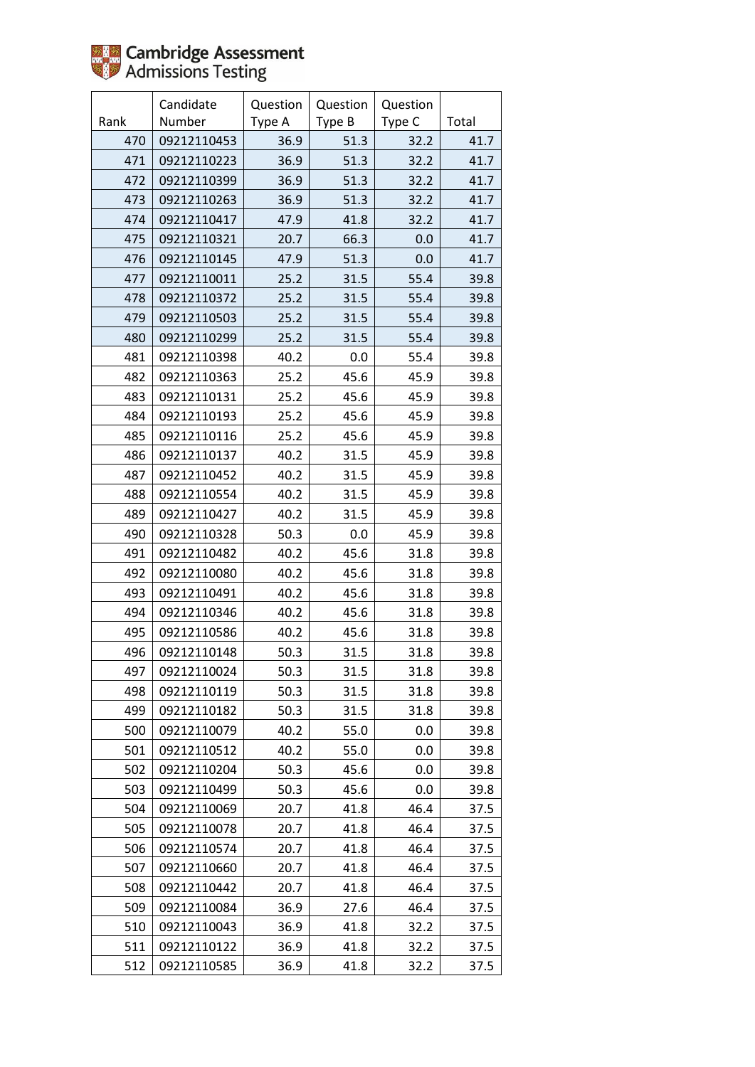Cambridge Assessment Admissions Testing

| Rank | Candidate Number | Question Type A | Question Type B | Question Type C | Total |
|---|---|---|---|---|---|
| 470 | 09212110453 | 36.9 | 51.3 | 32.2 | 41.7 |
| 471 | 09212110223 | 36.9 | 51.3 | 32.2 | 41.7 |
| 472 | 09212110399 | 36.9 | 51.3 | 32.2 | 41.7 |
| 473 | 09212110263 | 36.9 | 51.3 | 32.2 | 41.7 |
| 474 | 09212110417 | 47.9 | 41.8 | 32.2 | 41.7 |
| 475 | 09212110321 | 20.7 | 66.3 | 0.0 | 41.7 |
| 476 | 09212110145 | 47.9 | 51.3 | 0.0 | 41.7 |
| 477 | 09212110011 | 25.2 | 31.5 | 55.4 | 39.8 |
| 478 | 09212110372 | 25.2 | 31.5 | 55.4 | 39.8 |
| 479 | 09212110503 | 25.2 | 31.5 | 55.4 | 39.8 |
| 480 | 09212110299 | 25.2 | 31.5 | 55.4 | 39.8 |
| 481 | 09212110398 | 40.2 | 0.0 | 55.4 | 39.8 |
| 482 | 09212110363 | 25.2 | 45.6 | 45.9 | 39.8 |
| 483 | 09212110131 | 25.2 | 45.6 | 45.9 | 39.8 |
| 484 | 09212110193 | 25.2 | 45.6 | 45.9 | 39.8 |
| 485 | 09212110116 | 25.2 | 45.6 | 45.9 | 39.8 |
| 486 | 09212110137 | 40.2 | 31.5 | 45.9 | 39.8 |
| 487 | 09212110452 | 40.2 | 31.5 | 45.9 | 39.8 |
| 488 | 09212110554 | 40.2 | 31.5 | 45.9 | 39.8 |
| 489 | 09212110427 | 40.2 | 31.5 | 45.9 | 39.8 |
| 490 | 09212110328 | 50.3 | 0.0 | 45.9 | 39.8 |
| 491 | 09212110482 | 40.2 | 45.6 | 31.8 | 39.8 |
| 492 | 09212110080 | 40.2 | 45.6 | 31.8 | 39.8 |
| 493 | 09212110491 | 40.2 | 45.6 | 31.8 | 39.8 |
| 494 | 09212110346 | 40.2 | 45.6 | 31.8 | 39.8 |
| 495 | 09212110586 | 40.2 | 45.6 | 31.8 | 39.8 |
| 496 | 09212110148 | 50.3 | 31.5 | 31.8 | 39.8 |
| 497 | 09212110024 | 50.3 | 31.5 | 31.8 | 39.8 |
| 498 | 09212110119 | 50.3 | 31.5 | 31.8 | 39.8 |
| 499 | 09212110182 | 50.3 | 31.5 | 31.8 | 39.8 |
| 500 | 09212110079 | 40.2 | 55.0 | 0.0 | 39.8 |
| 501 | 09212110512 | 40.2 | 55.0 | 0.0 | 39.8 |
| 502 | 09212110204 | 50.3 | 45.6 | 0.0 | 39.8 |
| 503 | 09212110499 | 50.3 | 45.6 | 0.0 | 39.8 |
| 504 | 09212110069 | 20.7 | 41.8 | 46.4 | 37.5 |
| 505 | 09212110078 | 20.7 | 41.8 | 46.4 | 37.5 |
| 506 | 09212110574 | 20.7 | 41.8 | 46.4 | 37.5 |
| 507 | 09212110660 | 20.7 | 41.8 | 46.4 | 37.5 |
| 508 | 09212110442 | 20.7 | 41.8 | 46.4 | 37.5 |
| 509 | 09212110084 | 36.9 | 27.6 | 46.4 | 37.5 |
| 510 | 09212110043 | 36.9 | 41.8 | 32.2 | 37.5 |
| 511 | 09212110122 | 36.9 | 41.8 | 32.2 | 37.5 |
| 512 | 09212110585 | 36.9 | 41.8 | 32.2 | 37.5 |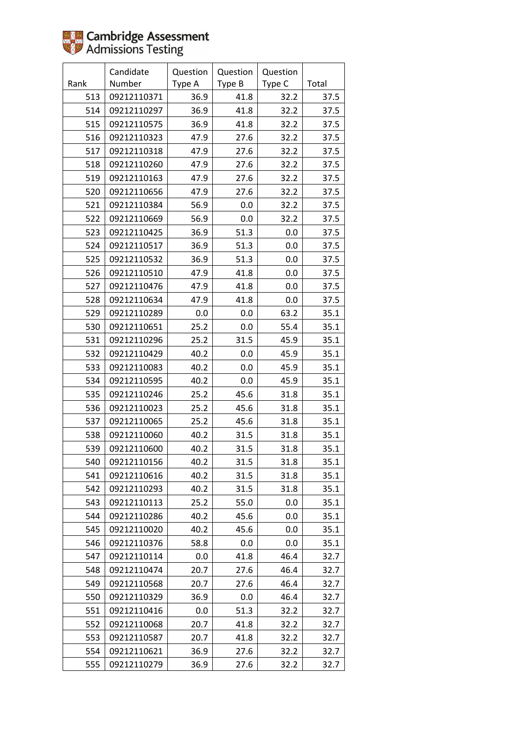Cambridge Assessment Admissions Testing

| Rank | Candidate Number | Question Type A | Question Type B | Question Type C | Total |
|---|---|---|---|---|---|
| 513 | 09212110371 | 36.9 | 41.8 | 32.2 | 37.5 |
| 514 | 09212110297 | 36.9 | 41.8 | 32.2 | 37.5 |
| 515 | 09212110575 | 36.9 | 41.8 | 32.2 | 37.5 |
| 516 | 09212110323 | 47.9 | 27.6 | 32.2 | 37.5 |
| 517 | 09212110318 | 47.9 | 27.6 | 32.2 | 37.5 |
| 518 | 09212110260 | 47.9 | 27.6 | 32.2 | 37.5 |
| 519 | 09212110163 | 47.9 | 27.6 | 32.2 | 37.5 |
| 520 | 09212110656 | 47.9 | 27.6 | 32.2 | 37.5 |
| 521 | 09212110384 | 56.9 | 0.0 | 32.2 | 37.5 |
| 522 | 09212110669 | 56.9 | 0.0 | 32.2 | 37.5 |
| 523 | 09212110425 | 36.9 | 51.3 | 0.0 | 37.5 |
| 524 | 09212110517 | 36.9 | 51.3 | 0.0 | 37.5 |
| 525 | 09212110532 | 36.9 | 51.3 | 0.0 | 37.5 |
| 526 | 09212110510 | 47.9 | 41.8 | 0.0 | 37.5 |
| 527 | 09212110476 | 47.9 | 41.8 | 0.0 | 37.5 |
| 528 | 09212110634 | 47.9 | 41.8 | 0.0 | 37.5 |
| 529 | 09212110289 | 0.0 | 0.0 | 63.2 | 35.1 |
| 530 | 09212110651 | 25.2 | 0.0 | 55.4 | 35.1 |
| 531 | 09212110296 | 25.2 | 31.5 | 45.9 | 35.1 |
| 532 | 09212110429 | 40.2 | 0.0 | 45.9 | 35.1 |
| 533 | 09212110083 | 40.2 | 0.0 | 45.9 | 35.1 |
| 534 | 09212110595 | 40.2 | 0.0 | 45.9 | 35.1 |
| 535 | 09212110246 | 25.2 | 45.6 | 31.8 | 35.1 |
| 536 | 09212110023 | 25.2 | 45.6 | 31.8 | 35.1 |
| 537 | 09212110065 | 25.2 | 45.6 | 31.8 | 35.1 |
| 538 | 09212110060 | 40.2 | 31.5 | 31.8 | 35.1 |
| 539 | 09212110600 | 40.2 | 31.5 | 31.8 | 35.1 |
| 540 | 09212110156 | 40.2 | 31.5 | 31.8 | 35.1 |
| 541 | 09212110616 | 40.2 | 31.5 | 31.8 | 35.1 |
| 542 | 09212110293 | 40.2 | 31.5 | 31.8 | 35.1 |
| 543 | 09212110113 | 25.2 | 55.0 | 0.0 | 35.1 |
| 544 | 09212110286 | 40.2 | 45.6 | 0.0 | 35.1 |
| 545 | 09212110020 | 40.2 | 45.6 | 0.0 | 35.1 |
| 546 | 09212110376 | 58.8 | 0.0 | 0.0 | 35.1 |
| 547 | 09212110114 | 0.0 | 41.8 | 46.4 | 32.7 |
| 548 | 09212110474 | 20.7 | 27.6 | 46.4 | 32.7 |
| 549 | 09212110568 | 20.7 | 27.6 | 46.4 | 32.7 |
| 550 | 09212110329 | 36.9 | 0.0 | 46.4 | 32.7 |
| 551 | 09212110416 | 0.0 | 51.3 | 32.2 | 32.7 |
| 552 | 09212110068 | 20.7 | 41.8 | 32.2 | 32.7 |
| 553 | 09212110587 | 20.7 | 41.8 | 32.2 | 32.7 |
| 554 | 09212110621 | 36.9 | 27.6 | 32.2 | 32.7 |
| 555 | 09212110279 | 36.9 | 27.6 | 32.2 | 32.7 |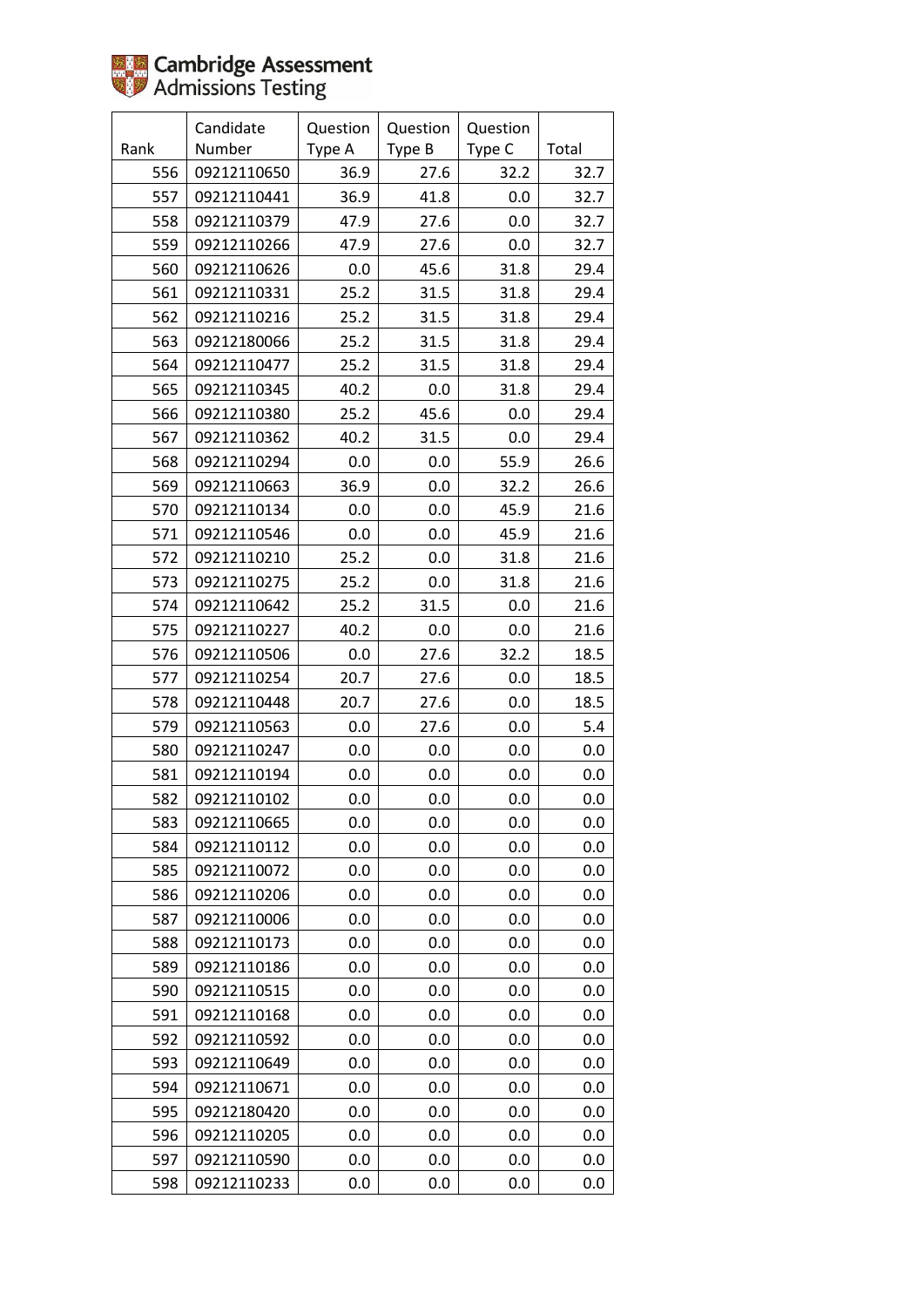Cambridge Assessment
Admissions Testing

| Rank | Candidate Number | Question Type A | Question Type B | Question Type C | Total |
|---|---|---|---|---|---|
| 556 | 09212110650 | 36.9 | 27.6 | 32.2 | 32.7 |
| 557 | 09212110441 | 36.9 | 41.8 | 0.0 | 32.7 |
| 558 | 09212110379 | 47.9 | 27.6 | 0.0 | 32.7 |
| 559 | 09212110266 | 47.9 | 27.6 | 0.0 | 32.7 |
| 560 | 09212110626 | 0.0 | 45.6 | 31.8 | 29.4 |
| 561 | 09212110331 | 25.2 | 31.5 | 31.8 | 29.4 |
| 562 | 09212110216 | 25.2 | 31.5 | 31.8 | 29.4 |
| 563 | 09212180066 | 25.2 | 31.5 | 31.8 | 29.4 |
| 564 | 09212110477 | 25.2 | 31.5 | 31.8 | 29.4 |
| 565 | 09212110345 | 40.2 | 0.0 | 31.8 | 29.4 |
| 566 | 09212110380 | 25.2 | 45.6 | 0.0 | 29.4 |
| 567 | 09212110362 | 40.2 | 31.5 | 0.0 | 29.4 |
| 568 | 09212110294 | 0.0 | 0.0 | 55.9 | 26.6 |
| 569 | 09212110663 | 36.9 | 0.0 | 32.2 | 26.6 |
| 570 | 09212110134 | 0.0 | 0.0 | 45.9 | 21.6 |
| 571 | 09212110546 | 0.0 | 0.0 | 45.9 | 21.6 |
| 572 | 09212110210 | 25.2 | 0.0 | 31.8 | 21.6 |
| 573 | 09212110275 | 25.2 | 0.0 | 31.8 | 21.6 |
| 574 | 09212110642 | 25.2 | 31.5 | 0.0 | 21.6 |
| 575 | 09212110227 | 40.2 | 0.0 | 0.0 | 21.6 |
| 576 | 09212110506 | 0.0 | 27.6 | 32.2 | 18.5 |
| 577 | 09212110254 | 20.7 | 27.6 | 0.0 | 18.5 |
| 578 | 09212110448 | 20.7 | 27.6 | 0.0 | 18.5 |
| 579 | 09212110563 | 0.0 | 27.6 | 0.0 | 5.4 |
| 580 | 09212110247 | 0.0 | 0.0 | 0.0 | 0.0 |
| 581 | 09212110194 | 0.0 | 0.0 | 0.0 | 0.0 |
| 582 | 09212110102 | 0.0 | 0.0 | 0.0 | 0.0 |
| 583 | 09212110665 | 0.0 | 0.0 | 0.0 | 0.0 |
| 584 | 09212110112 | 0.0 | 0.0 | 0.0 | 0.0 |
| 585 | 09212110072 | 0.0 | 0.0 | 0.0 | 0.0 |
| 586 | 09212110206 | 0.0 | 0.0 | 0.0 | 0.0 |
| 587 | 09212110006 | 0.0 | 0.0 | 0.0 | 0.0 |
| 588 | 09212110173 | 0.0 | 0.0 | 0.0 | 0.0 |
| 589 | 09212110186 | 0.0 | 0.0 | 0.0 | 0.0 |
| 590 | 09212110515 | 0.0 | 0.0 | 0.0 | 0.0 |
| 591 | 09212110168 | 0.0 | 0.0 | 0.0 | 0.0 |
| 592 | 09212110592 | 0.0 | 0.0 | 0.0 | 0.0 |
| 593 | 09212110649 | 0.0 | 0.0 | 0.0 | 0.0 |
| 594 | 09212110671 | 0.0 | 0.0 | 0.0 | 0.0 |
| 595 | 09212180420 | 0.0 | 0.0 | 0.0 | 0.0 |
| 596 | 09212110205 | 0.0 | 0.0 | 0.0 | 0.0 |
| 597 | 09212110590 | 0.0 | 0.0 | 0.0 | 0.0 |
| 598 | 09212110233 | 0.0 | 0.0 | 0.0 | 0.0 |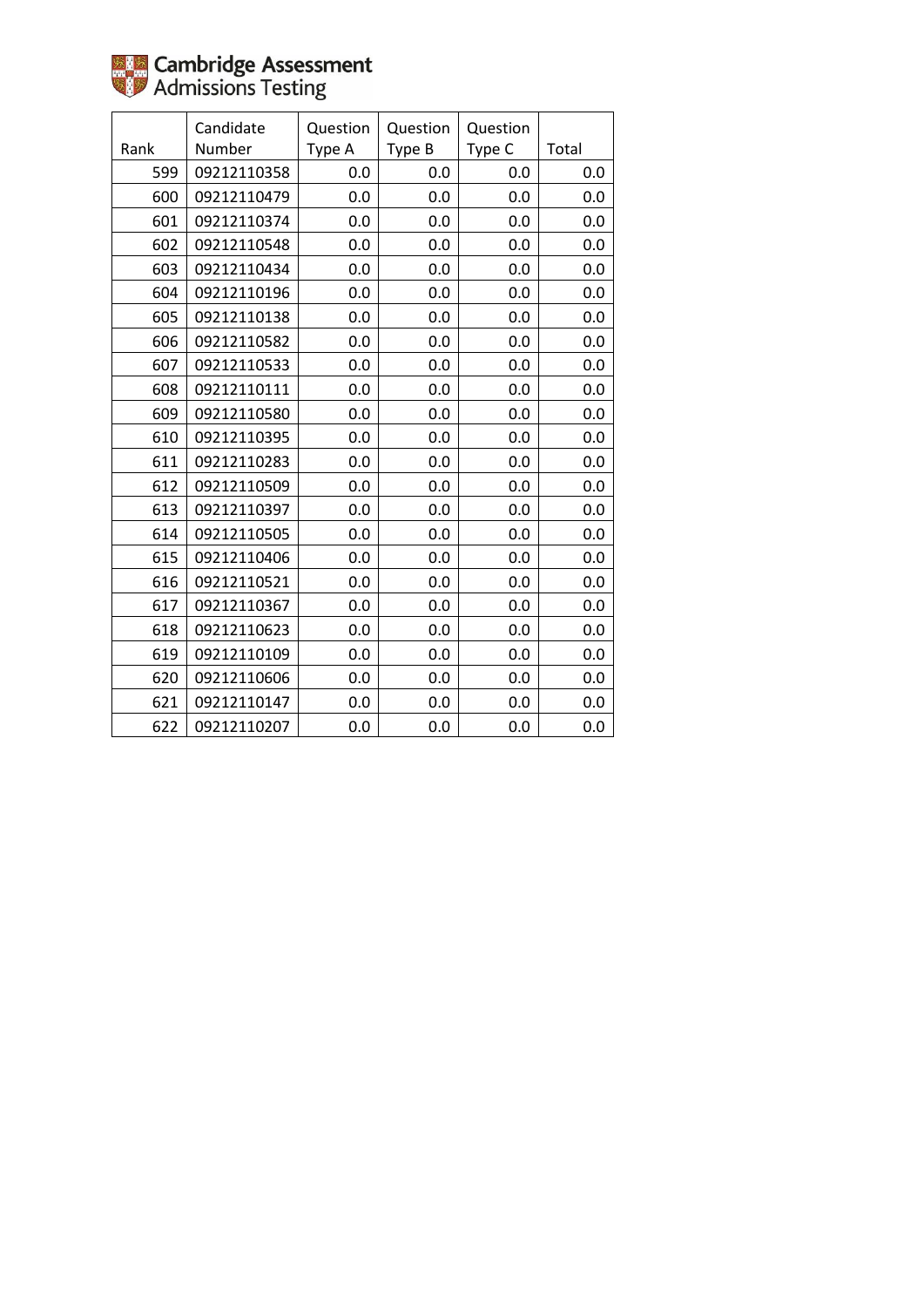| Rank | Candidate Number | Question Type A | Question Type B | Question Type C | Total |
|---|---|---|---|---|---|
| 599 | 09212110358 | 0.0 | 0.0 | 0.0 | 0.0 |
| 600 | 09212110479 | 0.0 | 0.0 | 0.0 | 0.0 |
| 601 | 09212110374 | 0.0 | 0.0 | 0.0 | 0.0 |
| 602 | 09212110548 | 0.0 | 0.0 | 0.0 | 0.0 |
| 603 | 09212110434 | 0.0 | 0.0 | 0.0 | 0.0 |
| 604 | 09212110196 | 0.0 | 0.0 | 0.0 | 0.0 |
| 605 | 09212110138 | 0.0 | 0.0 | 0.0 | 0.0 |
| 606 | 09212110582 | 0.0 | 0.0 | 0.0 | 0.0 |
| 607 | 09212110533 | 0.0 | 0.0 | 0.0 | 0.0 |
| 608 | 09212110111 | 0.0 | 0.0 | 0.0 | 0.0 |
| 609 | 09212110580 | 0.0 | 0.0 | 0.0 | 0.0 |
| 610 | 09212110395 | 0.0 | 0.0 | 0.0 | 0.0 |
| 611 | 09212110283 | 0.0 | 0.0 | 0.0 | 0.0 |
| 612 | 09212110509 | 0.0 | 0.0 | 0.0 | 0.0 |
| 613 | 09212110397 | 0.0 | 0.0 | 0.0 | 0.0 |
| 614 | 09212110505 | 0.0 | 0.0 | 0.0 | 0.0 |
| 615 | 09212110406 | 0.0 | 0.0 | 0.0 | 0.0 |
| 616 | 09212110521 | 0.0 | 0.0 | 0.0 | 0.0 |
| 617 | 09212110367 | 0.0 | 0.0 | 0.0 | 0.0 |
| 618 | 09212110623 | 0.0 | 0.0 | 0.0 | 0.0 |
| 619 | 09212110109 | 0.0 | 0.0 | 0.0 | 0.0 |
| 620 | 09212110606 | 0.0 | 0.0 | 0.0 | 0.0 |
| 621 | 09212110147 | 0.0 | 0.0 | 0.0 | 0.0 |
| 622 | 09212110207 | 0.0 | 0.0 | 0.0 | 0.0 |